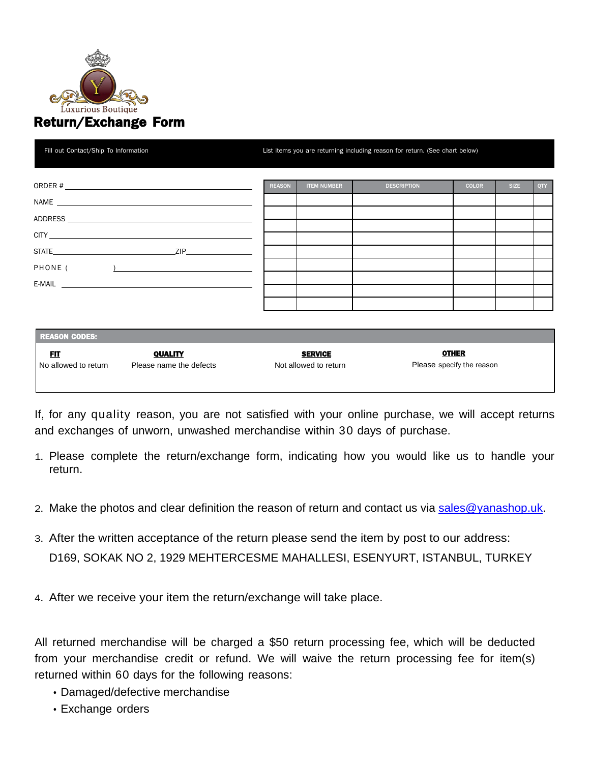Luxurious Boutique

# Return/Exchange Form

Fill out Contact/Ship To Information

ORDER # ______________________

NAME ______________________

ADDRESS ______________________

CITY ______________________

STATE ______________ ZIP ______________

PHONE ( ) ______________________

E-MAIL ______________________

List items you are returning including reason for return. (See chart below)

| REASON | ITEM NUMBER | DESCRIPTION | COLOR | SIZE | QTY |
|---|---|---|---|---|---|
| | | | | | |
| | | | | | |
| | | | | | |
| | | | | | |
| | | | | | |
| | | | | | |
| | | | | | |
| | | | | | |
| | | | | | |

**REASON CODES:**

| FIT | QUALITY | SERVICE | OTHER |
|---|---|---|---|
| No allowed to return | Please name the defects | Not allowed to return | Please specify the reason |

If, for any quality reason, you are not satisfied with your online purchase, we will accept returns and exchanges of unworn, unwashed merchandise within 30 days of purchase.

1. Please complete the return/exchange form, indicating how you would like us to handle your return.
2. Make the photos and clear definition the reason of return and contact us via sales@yanashop.uk.
3. After the written acceptance of the return please send the item by post to our address: D169, SOKAK NO 2, 1929 MEHTERCESME MAHALLESI, ESENYURT, ISTANBUL, TURKEY
4. After we receive your item the return/exchange will take place.

All returned merchandise will be charged a $50 return processing fee, which will be deducted from your merchandise credit or refund. We will waive the return processing fee for item(s) returned within 60 days for the following reasons:

- Damaged/defective merchandise
- Exchange orders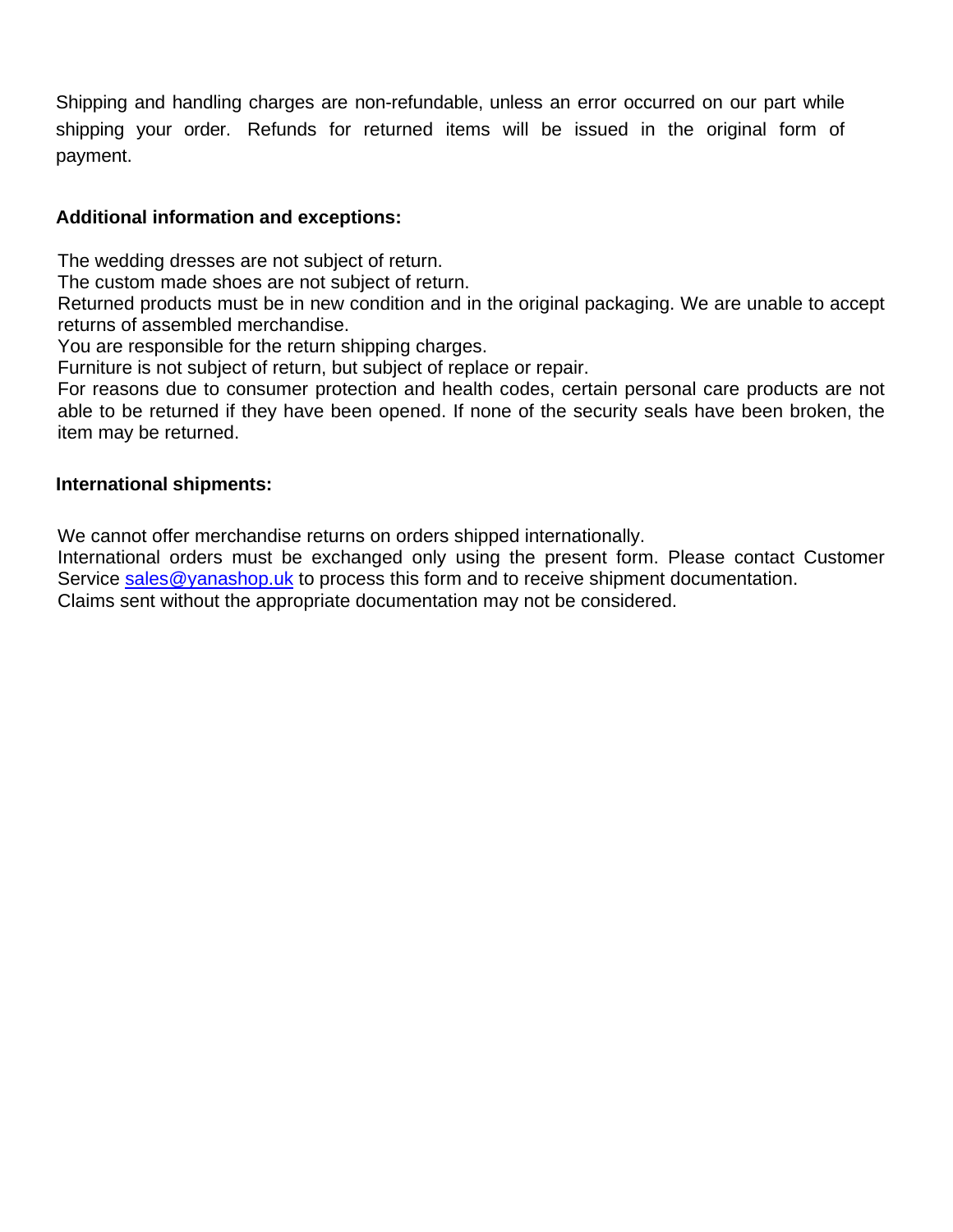Shipping and handling charges are non-refundable, unless an error occurred on our part while shipping your order. Refunds for returned items will be issued in the original form of payment.

**Additional information and exceptions:**

The wedding dresses are not subject of return.
The custom made shoes are not subject of return.
Returned products must be in new condition and in the original packaging. We are unable to accept returns of assembled merchandise.
You are responsible for the return shipping charges.
Furniture is not subject of return, but subject of replace or repair.
For reasons due to consumer protection and health codes, certain personal care products are not able to be returned if they have been opened. If none of the security seals have been broken, the item may be returned.

**International shipments:**

We cannot offer merchandise returns on orders shipped internationally.
International orders must be exchanged only using the present form. Please contact Customer Service sales@yanashop.uk to process this form and to receive shipment documentation.
Claims sent without the appropriate documentation may not be considered.